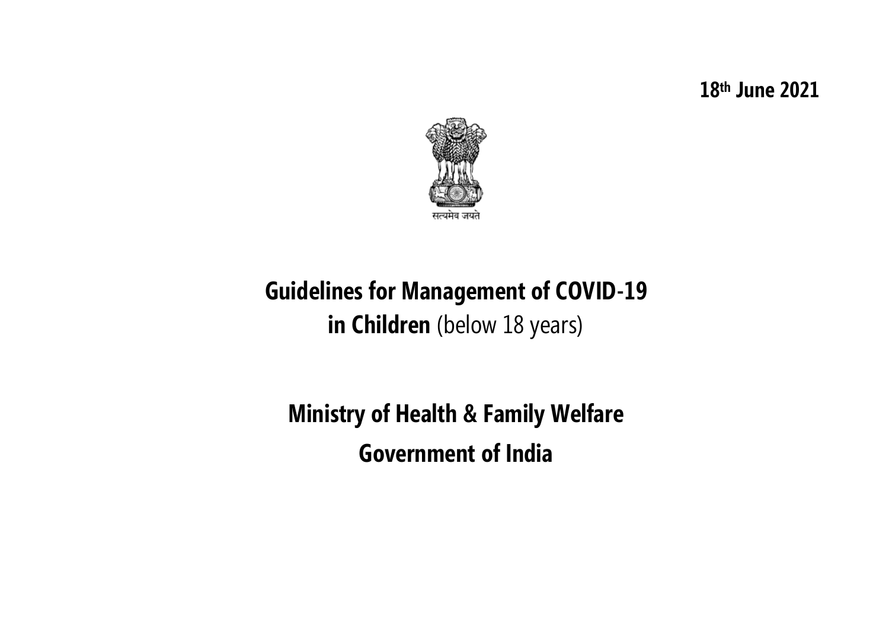**18th June 2021**

सत्यमेव जयते

# Guidelines for Management of COVID-19 in Children (below 18 years)

## Ministry of Health & Family Welfare

## Government of India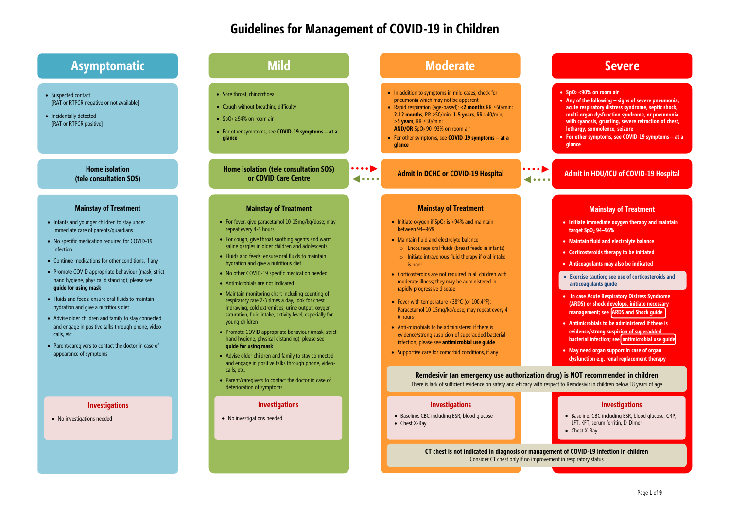# Guidelines for Management of COVID-19 in Children

## Asymptomatic

- Suspected contact
  [RAT or RTPCR negative or not available]
- Incidentally detected
  [RAT or RTPCR positive]

**Home isolation (tele consultation SOS)**

### Mainstay of Treatment

- Infants and younger children to stay under immediate care of parents/guardians
- No specific medication required for COVID-19 infection
- Continue medications for other conditions, if any
- Promote COVID appropriate behaviour (mask, strict hand hygiene, physical distancing); please see **guide for using mask**
- Fluids and feeds: ensure oral fluids to maintain hydration and give a nutritious diet
- Advise older children and family to stay connected and engage in positive talks through phone, video-calls, etc.
- Parent/caregivers to contact the doctor in case of appearance of symptoms

### Investigations

- No investigations needed

## Mild

- Sore throat, rhinorrhoea
- Cough without breathing difficulty
- $SpO_2$ ≥94% on room air
- For other symptoms, see **COVID-19 symptoms – at a glance**

**Home isolation (tele consultation SOS) or COVID Care Centre**

### Mainstay of Treatment

- For fever, give paracetamol 10-15mg/kg/dose; may repeat every 4-6 hours
- For cough, give throat soothing agents and warm saline gargles in older children and adolescents
- Fluids and feeds: ensure oral fluids to maintain hydration and give a nutritious diet
- No other COVID-19 specific medication needed
- Antimicrobials are not indicated
- Maintain monitoring chart including counting of respiratory rate 2-3 times a day, look for chest indrawing, cold extremities, urine output, oxygen saturation, fluid intake, activity level, especially for young children
- Promote COVID appropriate behaviour (mask, strict hand hygiene, physical distancing); please see **guide for using mask**
- Advise older children and family to stay connected and engage in positive talks through phone, video-calls, etc.
- Parent/caregivers to contact the doctor in case of deterioration of symptoms

### Investigations

- No investigations needed

## Moderate

- In addition to symptoms in mild cases, check for pneumonia which may not be apparent
- Rapid respiration (age-based): **<2 months** RR ≥60/min; **2-12 months**, RR ≥50/min; **1-5 years**, RR ≥40/min; **>5 years**, RR ≥30/min;
  **AND/OR** $SpO_2$ 90–93% on room air
- For other symptoms, see **COVID-19 symptoms – at a glance**

**Admit in DCHC or COVID-19 Hospital**

### Mainstay of Treatment

- Initiate oxygen if $SpO_2$ is <94% and maintain between 94–96%
- Maintain fluid and electrolyte balance
  - Encourage oral fluids (breast feeds in infants)
  - Initiate intravenous fluid therapy if oral intake is poor
- Corticosteroids are not required in all children with moderate illness; they may be administered in rapidly progressive disease
- Fever with temperature >38°C (or 100.4°F): Paracetamol 10-15mg/kg/dose; may repeat every 4-6 hours
- Anti-microbials to be administered if there is evidence/strong suspicion of superadded bacterial infection; please see **antimicrobial use guide**
- Supportive care for comorbid conditions, if any

### Investigations

- Baseline: CBC including ESR, blood glucose
- Chest X-Ray

## Severe

- **$SpO_2$ <90% on room air**
- **Any of the following – signs of severe pneumonia, acute respiratory distress syndrome, septic shock, multi-organ dysfunction syndrome, or pneumonia with cyanosis, grunting, severe retraction of chest, lethargy, somnolence, seizure**
- **For other symptoms, see COVID-19 symptoms – at a glance**

**Admit in HDU/ICU of COVID-19 Hospital**

### Mainstay of Treatment

- **Initiate immediate oxygen therapy and maintain target $SpO_2$ 94–96%**
- **Maintain fluid and electrolyte balance**
- **Corticosteroids therapy to be initiated**
- **Anticoagulants may also be indicated**
- **Exercise caution; see use of corticosteroids and anticoagulants guide**
- **In case Acute Respiratory Distress Syndrome (ARDS) or shock develops, initiate necessary management; see ARDS and Shock guide**
- **Antimicrobials to be administered if there is evidence/strong suspicion of superadded bacterial infection; see antimicrobial use guide**
- **May need organ support in case of organ dysfunction e.g. renal replacement therapy**

### Investigations

- Baseline: CBC including ESR, blood glucose, CRP, LFT, KFT, serum ferritin, D-Dimer
- Chest X-Ray

---

**Remdesivir (an emergency use authorization drug) is NOT recommended in children**
There is lack of sufficient evidence on safety and efficacy with respect to Remdesivir in children below 18 years of age

**CT chest is not indicated in diagnosis or management of COVID-19 infection in children**
Consider CT chest only if no improvement in respiratory status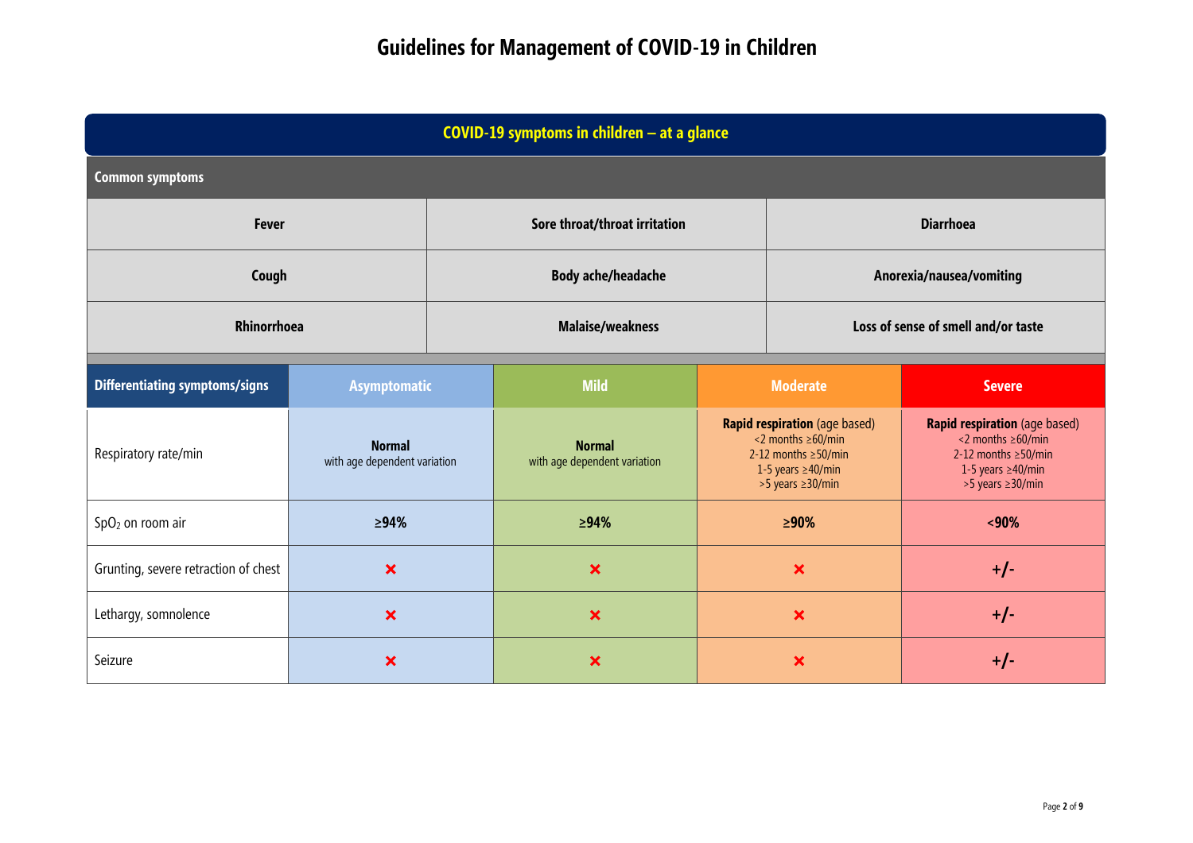# Guidelines for Management of COVID-19 in Children

## COVID-19 symptoms in children – at a glance

### Common symptoms

| Fever | Sore throat/throat irritation | Diarrhoea |
|---|---|---|
| Cough | Body ache/headache | Anorexia/nausea/vomiting |
| Rhinorrhoea | Malaise/weakness | Loss of sense of smell and/or taste |

| Differentiating symptoms/signs | Asymptomatic | Mild | Moderate | Severe |
|---|---|---|---|---|
| Respiratory rate/min | **Normal** with age dependent variation | **Normal** with age dependent variation | **Rapid respiration** (age based) <2 months ≥60/min 2-12 months ≥50/min 1-5 years ≥40/min >5 years ≥30/min | **Rapid respiration** (age based) <2 months ≥60/min 2-12 months ≥50/min 1-5 years ≥40/min >5 years ≥30/min |
| $SpO_2$ on room air | **≥94%** | **≥94%** | **≥90%** | **<90%** |
| Grunting, severe retraction of chest | ✗ | ✗ | ✗ | **+/-** |
| Lethargy, somnolence | ✗ | ✗ | ✗ | **+/-** |
| Seizure | ✗ | ✗ | ✗ | **+/-** |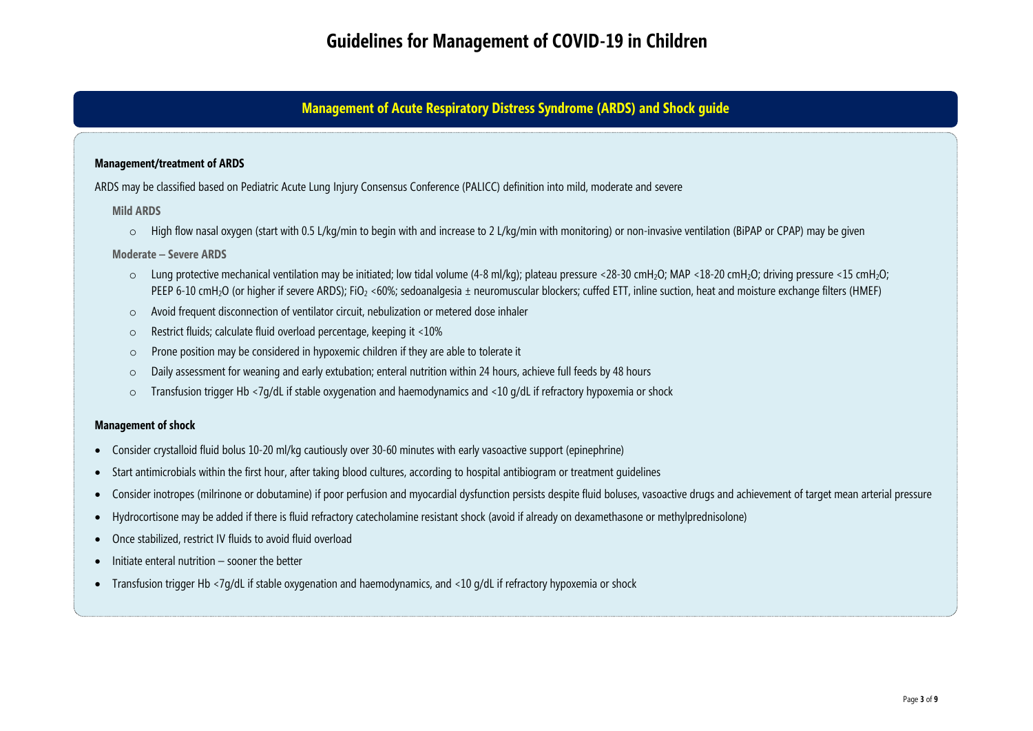# Guidelines for Management of COVID-19 in Children

## Management of Acute Respiratory Distress Syndrome (ARDS) and Shock guide

### Management/treatment of ARDS

ARDS may be classified based on Pediatric Acute Lung Injury Consensus Conference (PALICC) definition into mild, moderate and severe

**Mild ARDS**

- High flow nasal oxygen (start with 0.5 L/kg/min to begin with and increase to 2 L/kg/min with monitoring) or non-invasive ventilation (BiPAP or CPAP) may be given

**Moderate – Severe ARDS**

- Lung protective mechanical ventilation may be initiated; low tidal volume (4-8 ml/kg); plateau pressure <28-30 cm$H_2O$; MAP <18-20 cm$H_2O$; driving pressure <15 cm$H_2O$; PEEP 6-10 cm$H_2O$ (or higher if severe ARDS); $FiO_2$ <60%; sedoanalgesia ± neuromuscular blockers; cuffed ETT, inline suction, heat and moisture exchange filters (HMEF)
- Avoid frequent disconnection of ventilator circuit, nebulization or metered dose inhaler
- Restrict fluids; calculate fluid overload percentage, keeping it <10%
- Prone position may be considered in hypoxemic children if they are able to tolerate it
- Daily assessment for weaning and early extubation; enteral nutrition within 24 hours, achieve full feeds by 48 hours
- Transfusion trigger Hb <7g/dL if stable oxygenation and haemodynamics and <10 g/dL if refractory hypoxemia or shock

### Management of shock

- Consider crystalloid fluid bolus 10-20 ml/kg cautiously over 30-60 minutes with early vasoactive support (epinephrine)
- Start antimicrobials within the first hour, after taking blood cultures, according to hospital antibiogram or treatment guidelines
- Consider inotropes (milrinone or dobutamine) if poor perfusion and myocardial dysfunction persists despite fluid boluses, vasoactive drugs and achievement of target mean arterial pressure
- Hydrocortisone may be added if there is fluid refractory catecholamine resistant shock (avoid if already on dexamethasone or methylprednisolone)
- Once stabilized, restrict IV fluids to avoid fluid overload
- Initiate enteral nutrition – sooner the better
- Transfusion trigger Hb <7g/dL if stable oxygenation and haemodynamics, and <10 g/dL if refractory hypoxemia or shock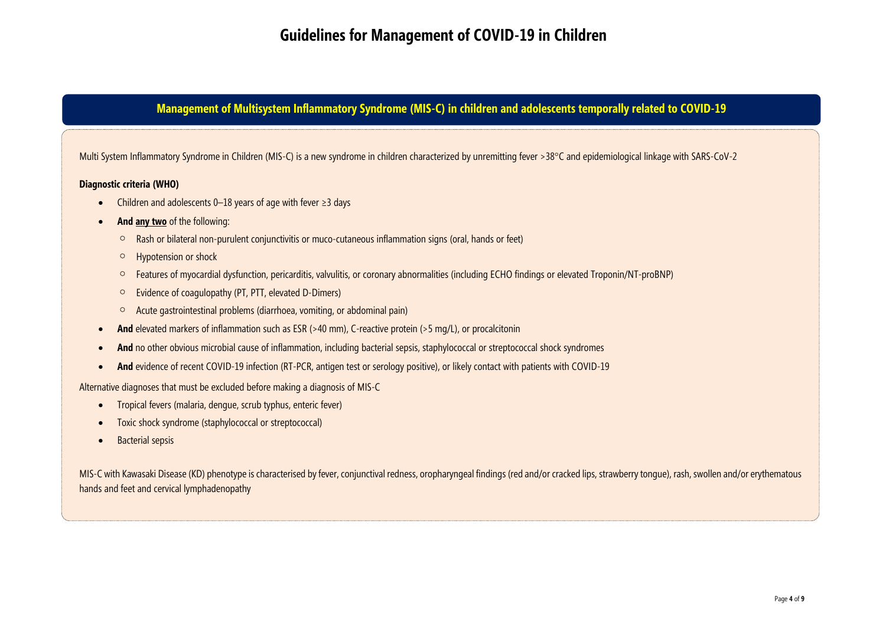## Management of Multisystem Inflammatory Syndrome (MIS-C) in children and adolescents temporally related to COVID-19

Multi System Inflammatory Syndrome in Children (MIS-C) is a new syndrome in children characterized by unremitting fever >38°C and epidemiological linkage with SARS-CoV-2

**Diagnostic criteria (WHO)**

- Children and adolescents 0–18 years of age with fever ≥3 days
- **And <u>any two</u>** of the following:
  - Rash or bilateral non-purulent conjunctivitis or muco-cutaneous inflammation signs (oral, hands or feet)
  - Hypotension or shock
  - Features of myocardial dysfunction, pericarditis, valvulitis, or coronary abnormalities (including ECHO findings or elevated Troponin/NT-proBNP)
  - Evidence of coagulopathy (PT, PTT, elevated D-Dimers)
  - Acute gastrointestinal problems (diarrhoea, vomiting, or abdominal pain)
- **And** elevated markers of inflammation such as ESR (>40 mm), C-reactive protein (>5 mg/L), or procalcitonin
- **And** no other obvious microbial cause of inflammation, including bacterial sepsis, staphylococcal or streptococcal shock syndromes
- **And** evidence of recent COVID-19 infection (RT-PCR, antigen test or serology positive), or likely contact with patients with COVID-19

Alternative diagnoses that must be excluded before making a diagnosis of MIS-C

- Tropical fevers (malaria, dengue, scrub typhus, enteric fever)
- Toxic shock syndrome (staphylococcal or streptococcal)
- Bacterial sepsis

MIS-C with Kawasaki Disease (KD) phenotype is characterised by fever, conjunctival redness, oropharyngeal findings (red and/or cracked lips, strawberry tongue), rash, swollen and/or erythematous hands and feet and cervical lymphadenopathy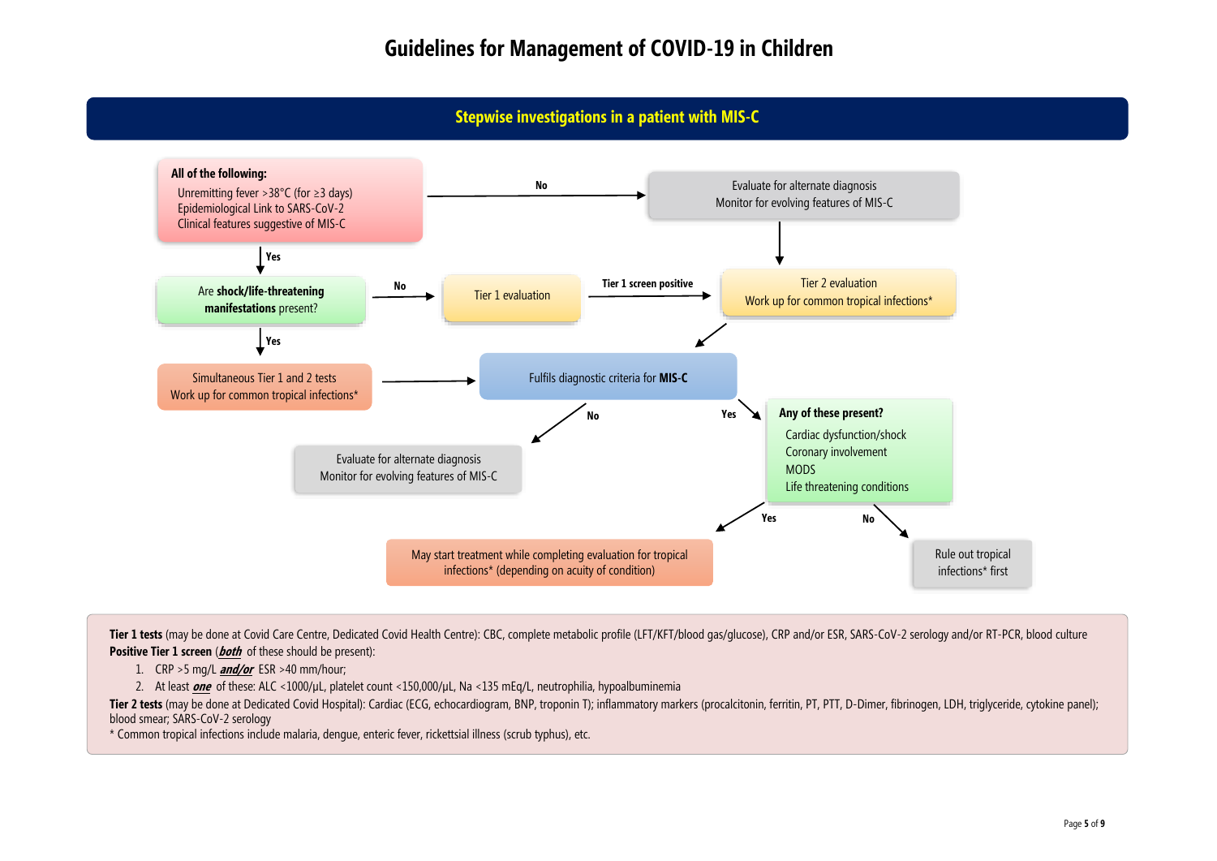# Guidelines for Management of COVID-19 in Children

## Stepwise investigations in a patient with MIS-C

**All of the following:**
- Unremitting fever >38°C (for ≥3 days)
- Epidemiological Link to SARS-CoV-2
- Clinical features suggestive of MIS-C

→ **No** → Evaluate for alternate diagnosis; Monitor for evolving features of MIS-C → Tier 2 evaluation

→ **Yes** → Are **shock/life-threatening manifestations** present?

- **No** → Tier 1 evaluation → **Tier 1 screen positive** → Tier 2 evaluation; Work up for common tropical infections* → Fulfils diagnostic criteria for **MIS-C**
- **Yes** → Simultaneous Tier 1 and 2 tests; Work up for common tropical infections* → Fulfils diagnostic criteria for **MIS-C**

Fulfils diagnostic criteria for **MIS-C**:

- **No** → Evaluate for alternate diagnosis; Monitor for evolving features of MIS-C
- **Yes** → **Any of these present?**
  - Cardiac dysfunction/shock
  - Coronary involvement
  - MODS
  - Life threatening conditions

  - **Yes** → May start treatment while completing evaluation for tropical infections* (depending on acuity of condition)
  - **No** → Rule out tropical infections* first

---

**Tier 1 tests** (may be done at Covid Care Centre, Dedicated Covid Health Centre): CBC, complete metabolic profile (LFT/KFT/blood gas/glucose), CRP and/or ESR, SARS-CoV-2 serology and/or RT-PCR, blood culture

**Positive Tier 1 screen** (***both*** of these should be present):

1. CRP >5 mg/L ***and/or*** ESR >40 mm/hour;
2. At least ***one*** of these: ALC <1000/μL, platelet count <150,000/μL, Na <135 mEq/L, neutrophilia, hypoalbuminemia

**Tier 2 tests** (may be done at Dedicated Covid Hospital): Cardiac (ECG, echocardiogram, BNP, troponin T); inflammatory markers (procalcitonin, ferritin, PT, PTT, D-Dimer, fibrinogen, LDH, triglyceride, cytokine panel); blood smear; SARS-CoV-2 serology

\* Common tropical infections include malaria, dengue, enteric fever, rickettsial illness (scrub typhus), etc.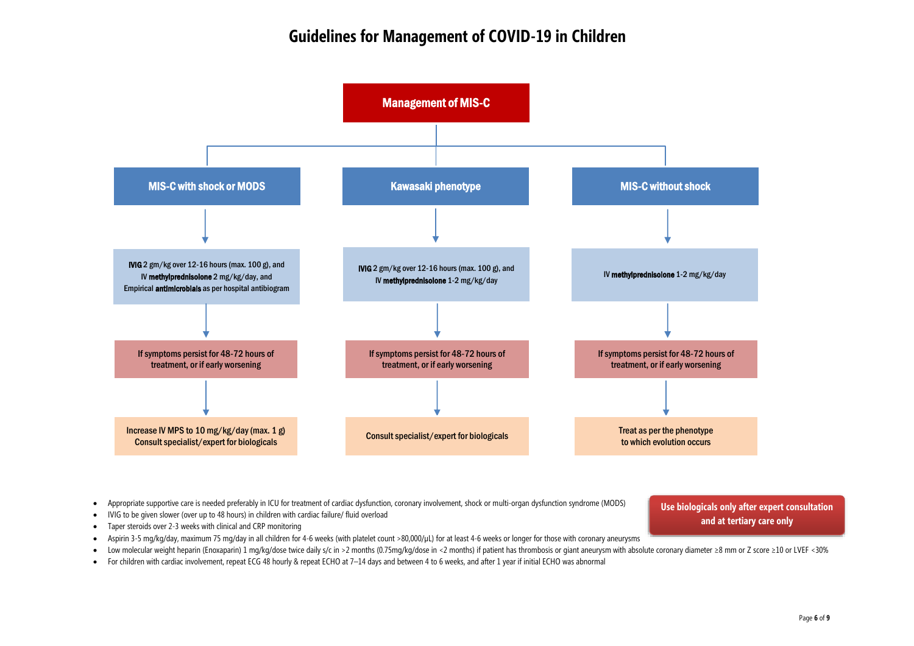# Guidelines for Management of COVID-19 in Children

## Management of MIS-C

### MIS-C with shock or MODS

**IVIG** 2 gm/kg over 12-16 hours (max. 100 g), and IV **methylprednisolone** 2 mg/kg/day, and Empirical **antimicrobials** as per hospital antibiogram

↓

If symptoms persist for 48-72 hours of treatment, or if early worsening

↓

Increase IV MPS to 10 mg/kg/day (max. 1 g)
Consult specialist/expert for biologicals

### Kawasaki phenotype

**IVIG** 2 gm/kg over 12-16 hours (max. 100 g), and IV **methylprednisolone** 1-2 mg/kg/day

↓

If symptoms persist for 48-72 hours of treatment, or if early worsening

↓

Consult specialist/expert for biologicals

### MIS-C without shock

IV **methylprednisolone** 1-2 mg/kg/day

↓

If symptoms persist for 48-72 hours of treatment, or if early worsening

↓

Treat as per the phenotype to which evolution occurs

---

- Appropriate supportive care is needed preferably in ICU for treatment of cardiac dysfunction, coronary involvement, shock or multi-organ dysfunction syndrome (MODS)
- IVIG to be given slower (over up to 48 hours) in children with cardiac failure/ fluid overload
- Taper steroids over 2-3 weeks with clinical and CRP monitoring
- Aspirin 3-5 mg/kg/day, maximum 75 mg/day in all children for 4-6 weeks (with platelet count >80,000/μL) for at least 4-6 weeks or longer for those with coronary aneurysms
- Low molecular weight heparin (Enoxaparin) 1 mg/kg/dose twice daily s/c in >2 months (0.75mg/kg/dose in <2 months) if patient has thrombosis or giant aneurysm with absolute coronary diameter ≥8 mm or Z score ≥10 or LVEF <30%
- For children with cardiac involvement, repeat ECG 48 hourly & repeat ECHO at 7–14 days and between 4 to 6 weeks, and after 1 year if initial ECHO was abnormal

**Use biologicals only after expert consultation and at tertiary care only**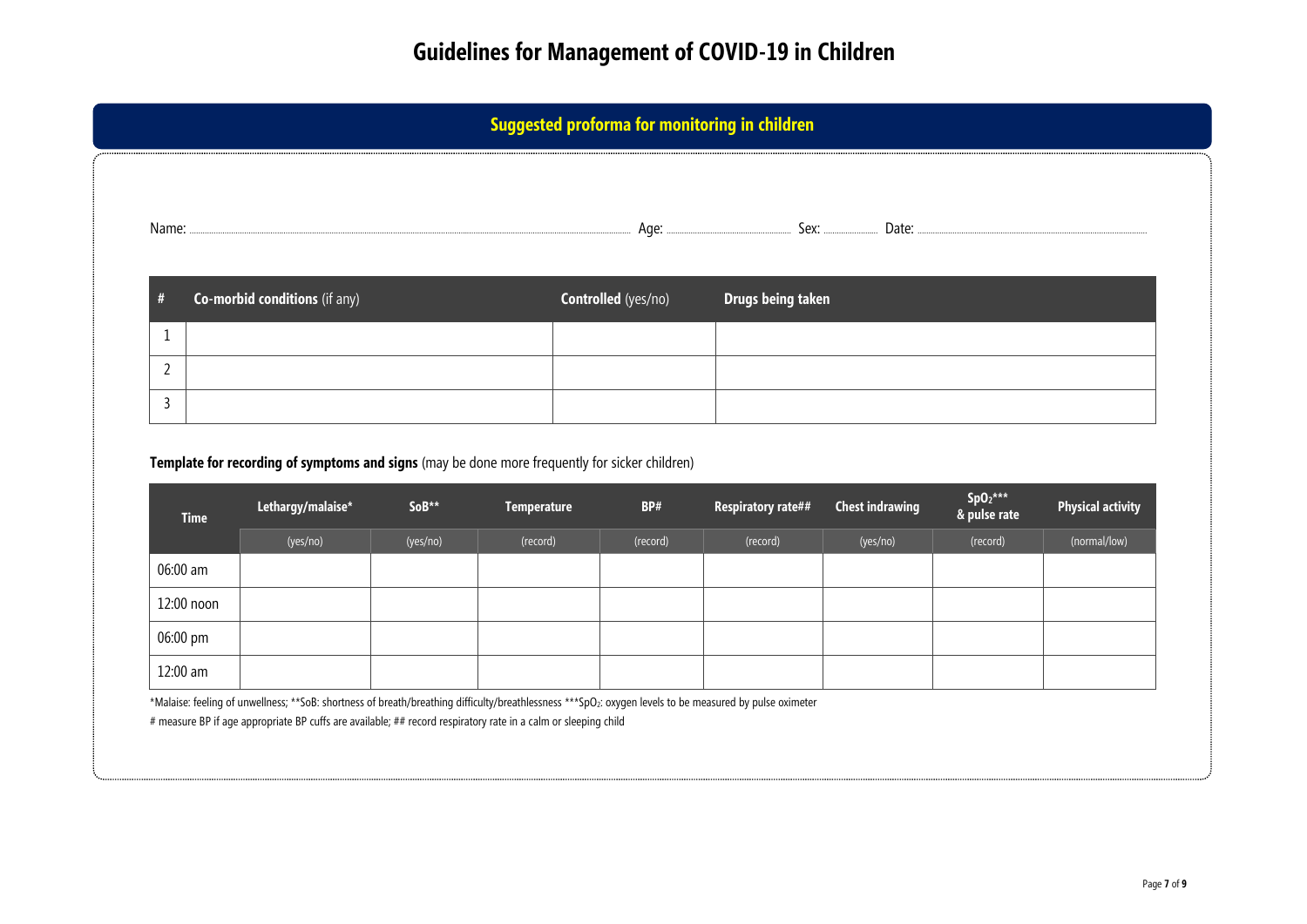# Guidelines for Management of COVID-19 in Children

## Suggested proforma for monitoring in children

Name: ............................................................ Age: .................... Sex: .......... Date: ............................

| # | **Co-morbid conditions** (if any) | **Controlled** (yes/no) | **Drugs being taken** |
|---|---|---|---|
| 1 | | | |
| 2 | | | |
| 3 | | | |

**Template for recording of symptoms and signs** (may be done more frequently for sicker children)

| Time | Lethargy/malaise* | SoB** | Temperature | BP# | Respiratory rate## | Chest indrawing | $SpO_2$*** & pulse rate | Physical activity |
|---|---|---|---|---|---|---|---|---|
| | (yes/no) | (yes/no) | (record) | (record) | (record) | (yes/no) | (record) | (normal/low) |
| 06:00 am | | | | | | | | |
| 12:00 noon | | | | | | | | |
| 06:00 pm | | | | | | | | |
| 12:00 am | | | | | | | | |

*Malaise: feeling of unwellness; **SoB: shortness of breath/breathing difficulty/breathlessness ***$SpO_2$: oxygen levels to be measured by pulse oximeter

# measure BP if age appropriate BP cuffs are available; ## record respiratory rate in a calm or sleeping child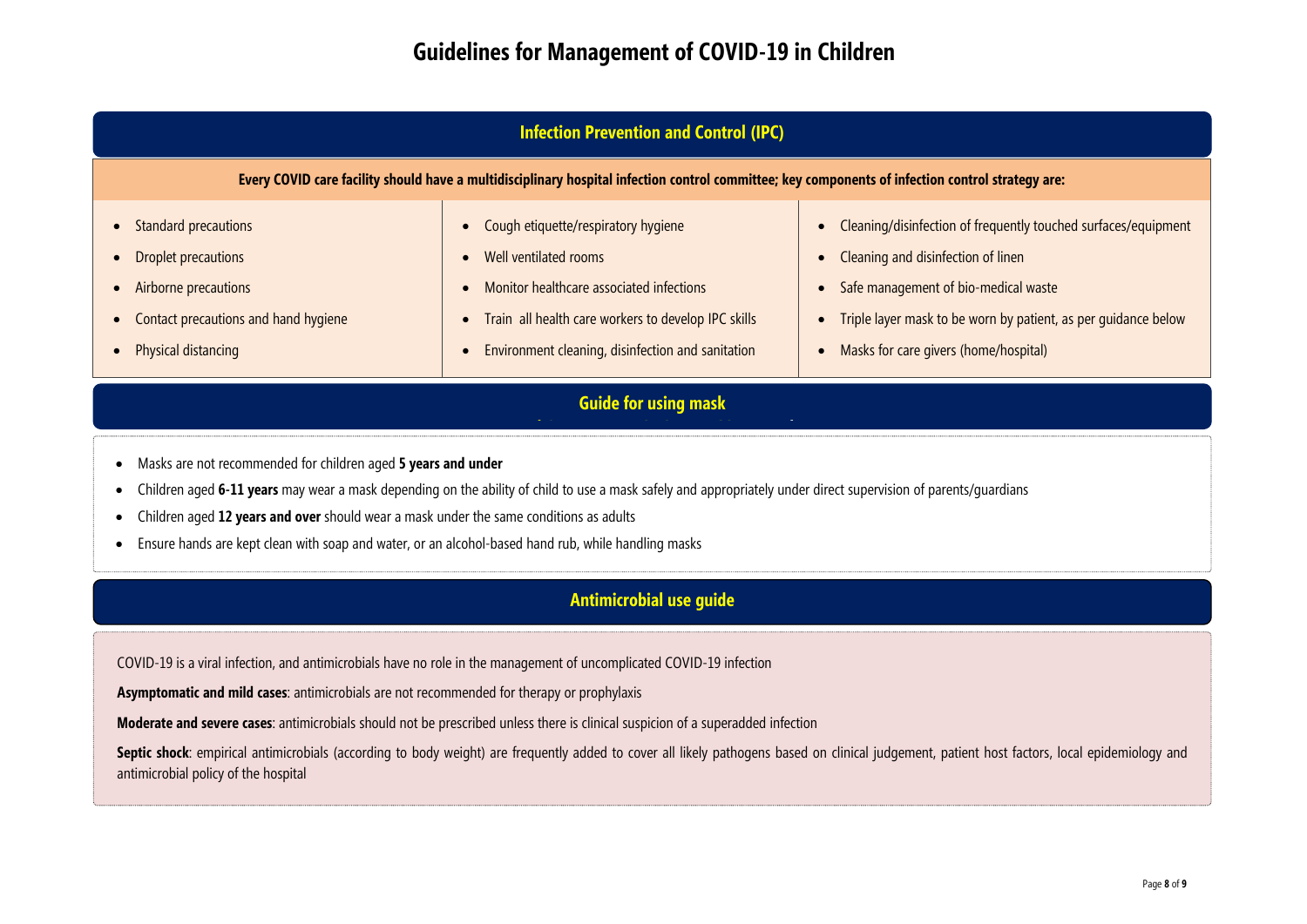# Guidelines for Management of COVID-19 in Children

## Infection Prevention and Control (IPC)

**Every COVID care facility should have a multidisciplinary hospital infection control committee; key components of infection control strategy are:**

- Standard precautions
- Droplet precautions
- Airborne precautions
- Contact precautions and hand hygiene
- Physical distancing
- Cough etiquette/respiratory hygiene
- Well ventilated rooms
- Monitor healthcare associated infections
- Train all health care workers to develop IPC skills
- Environment cleaning, disinfection and sanitation
- Cleaning/disinfection of frequently touched surfaces/equipment
- Cleaning and disinfection of linen
- Safe management of bio-medical waste
- Triple layer mask to be worn by patient, as per guidance below
- Masks for care givers (home/hospital)

## Guide for using mask

- Masks are not recommended for children aged **5 years and under**
- Children aged **6-11 years** may wear a mask depending on the ability of child to use a mask safely and appropriately under direct supervision of parents/guardians
- Children aged **12 years and over** should wear a mask under the same conditions as adults
- Ensure hands are kept clean with soap and water, or an alcohol-based hand rub, while handling masks

## Antimicrobial use guide

COVID-19 is a viral infection, and antimicrobials have no role in the management of uncomplicated COVID-19 infection

**Asymptomatic and mild cases**: antimicrobials are not recommended for therapy or prophylaxis

**Moderate and severe cases**: antimicrobials should not be prescribed unless there is clinical suspicion of a superadded infection

**Septic shock**: empirical antimicrobials (according to body weight) are frequently added to cover all likely pathogens based on clinical judgement, patient host factors, local epidemiology and antimicrobial policy of the hospital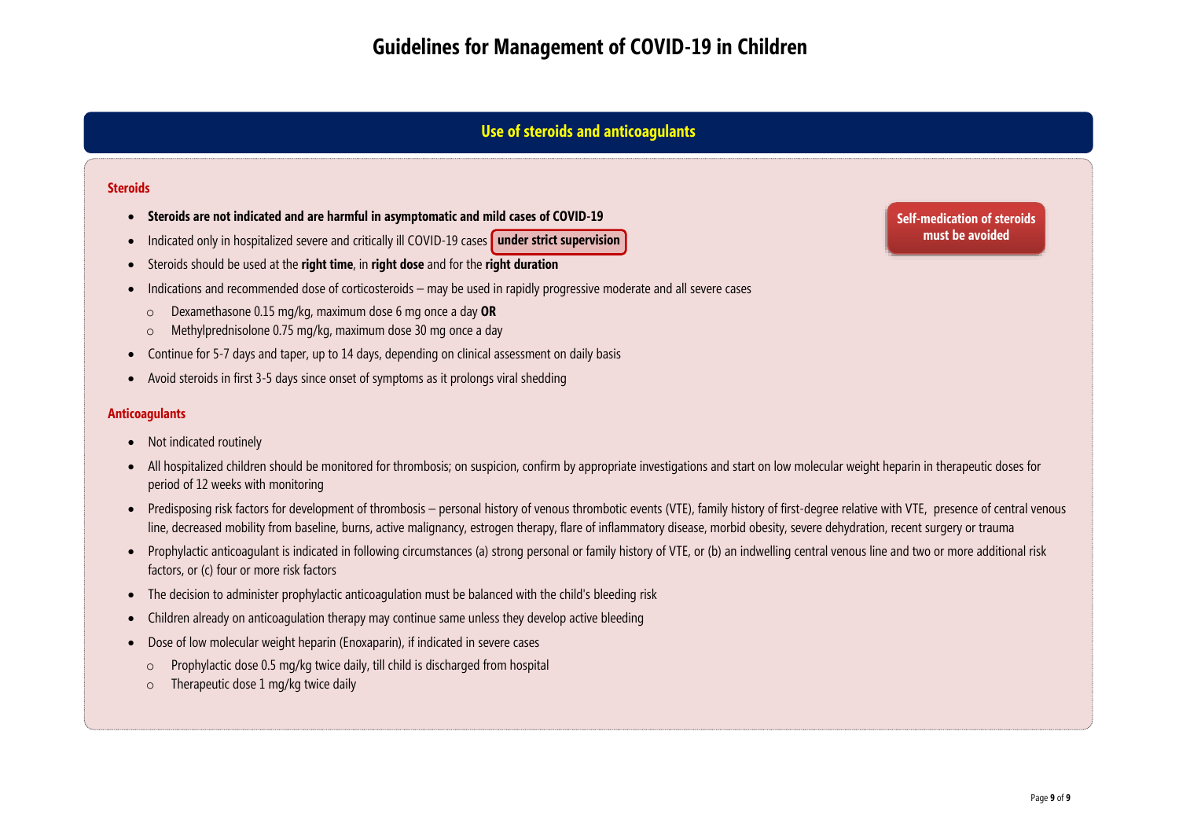# Guidelines for Management of COVID-19 in Children

## Use of steroids and anticoagulants

### Steroids

**Self-medication of steroids must be avoided**

- **Steroids are not indicated and are harmful in asymptomatic and mild cases of COVID-19**
- Indicated only in hospitalized severe and critically ill COVID-19 cases **under strict supervision**
- Steroids should be used at the **right time**, in **right dose** and for the **right duration**
- Indications and recommended dose of corticosteroids – may be used in rapidly progressive moderate and all severe cases
  - Dexamethasone 0.15 mg/kg, maximum dose 6 mg once a day **OR**
  - Methylprednisolone 0.75 mg/kg, maximum dose 30 mg once a day
- Continue for 5-7 days and taper, up to 14 days, depending on clinical assessment on daily basis
- Avoid steroids in first 3-5 days since onset of symptoms as it prolongs viral shedding

### Anticoagulants

- Not indicated routinely
- All hospitalized children should be monitored for thrombosis; on suspicion, confirm by appropriate investigations and start on low molecular weight heparin in therapeutic doses for period of 12 weeks with monitoring
- Predisposing risk factors for development of thrombosis – personal history of venous thrombotic events (VTE), family history of first-degree relative with VTE, presence of central venous line, decreased mobility from baseline, burns, active malignancy, estrogen therapy, flare of inflammatory disease, morbid obesity, severe dehydration, recent surgery or trauma
- Prophylactic anticoagulant is indicated in following circumstances (a) strong personal or family history of VTE, or (b) an indwelling central venous line and two or more additional risk factors, or (c) four or more risk factors
- The decision to administer prophylactic anticoagulation must be balanced with the child's bleeding risk
- Children already on anticoagulation therapy may continue same unless they develop active bleeding
- Dose of low molecular weight heparin (Enoxaparin), if indicated in severe cases
  - Prophylactic dose 0.5 mg/kg twice daily, till child is discharged from hospital
  - Therapeutic dose 1 mg/kg twice daily